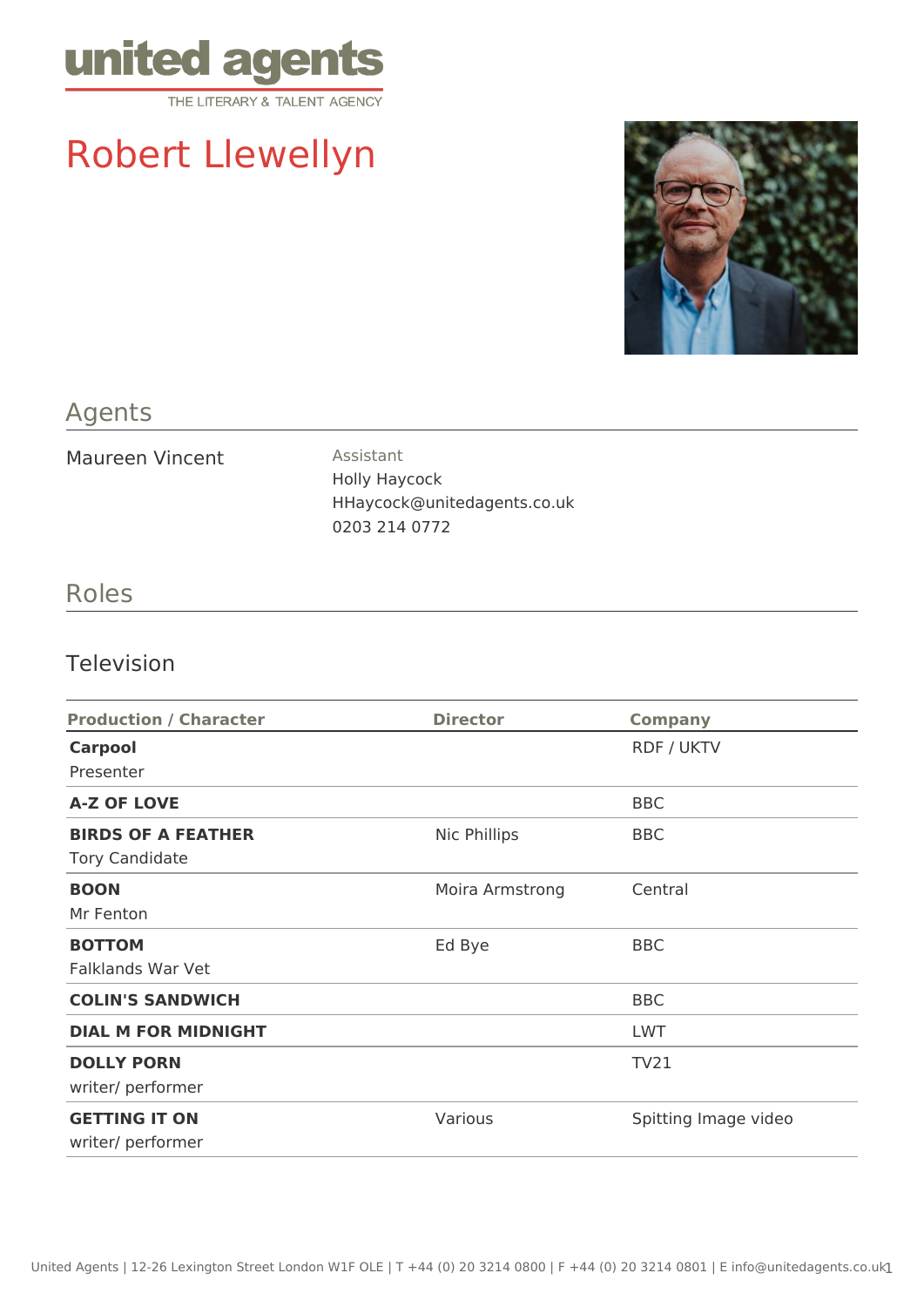united agents
THE LITERARY & TALENT AGENCY

# Robert Llewellyn

## Agents

Maureen Vincent

Assistant
Holly Haycock
HHaycock@unitedagents.co.uk
0203 214 0772

## Roles

### Television

| Production / Character | Director | Company |
|---|---|---|
| **Carpool**<br>Presenter | | RDF / UKTV |
| **A-Z OF LOVE** | | BBC |
| **BIRDS OF A FEATHER**<br>Tory Candidate | Nic Phillips | BBC |
| **BOON**<br>Mr Fenton | Moira Armstrong | Central |
| **BOTTOM**<br>Falklands War Vet | Ed Bye | BBC |
| **COLIN'S SANDWICH** | | BBC |
| **DIAL M FOR MIDNIGHT** | | LWT |
| **DOLLY PORN**<br>writer/ performer | | TV21 |
| **GETTING IT ON**<br>writer/ performer | Various | Spitting Image video |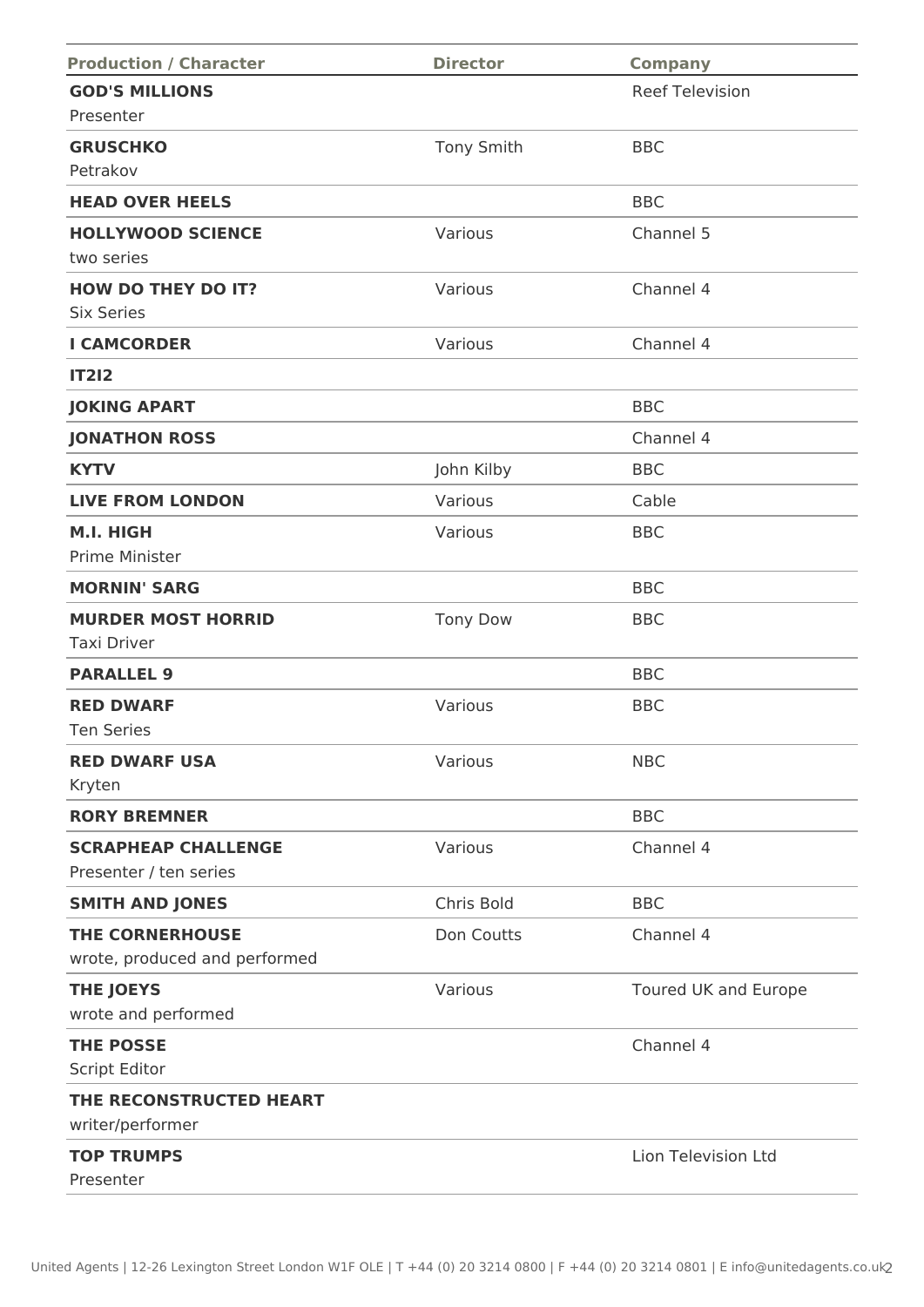| Production / Character | Director | Company |
|---|---|---|
| **GOD'S MILLIONS**<br>Presenter | | Reef Television |
| **GRUSCHKO**<br>Petrakov | Tony Smith | BBC |
| **HEAD OVER HEELS** | | BBC |
| **HOLLYWOOD SCIENCE**<br>two series | Various | Channel 5 |
| **HOW DO THEY DO IT?**<br>Six Series | Various | Channel 4 |
| **I CAMCORDER** | Various | Channel 4 |
| **IT2I2** | | |
| **JOKING APART** | | BBC |
| **JONATHON ROSS** | | Channel 4 |
| **KYTV** | John Kilby | BBC |
| **LIVE FROM LONDON** | Various | Cable |
| **M.I. HIGH**<br>Prime Minister | Various | BBC |
| **MORNIN' SARG** | | BBC |
| **MURDER MOST HORRID**<br>Taxi Driver | Tony Dow | BBC |
| **PARALLEL 9** | | BBC |
| **RED DWARF**<br>Ten Series | Various | BBC |
| **RED DWARF USA**<br>Kryten | Various | NBC |
| **RORY BREMNER** | | BBC |
| **SCRAPHEAP CHALLENGE**<br>Presenter / ten series | Various | Channel 4 |
| **SMITH AND JONES** | Chris Bold | BBC |
| **THE CORNERHOUSE**<br>wrote, produced and performed | Don Coutts | Channel 4 |
| **THE JOEYS**<br>wrote and performed | Various | Toured UK and Europe |
| **THE POSSE**<br>Script Editor | | Channel 4 |
| **THE RECONSTRUCTED HEART**<br>writer/performer | | |
| **TOP TRUMPS**<br>Presenter | | Lion Television Ltd |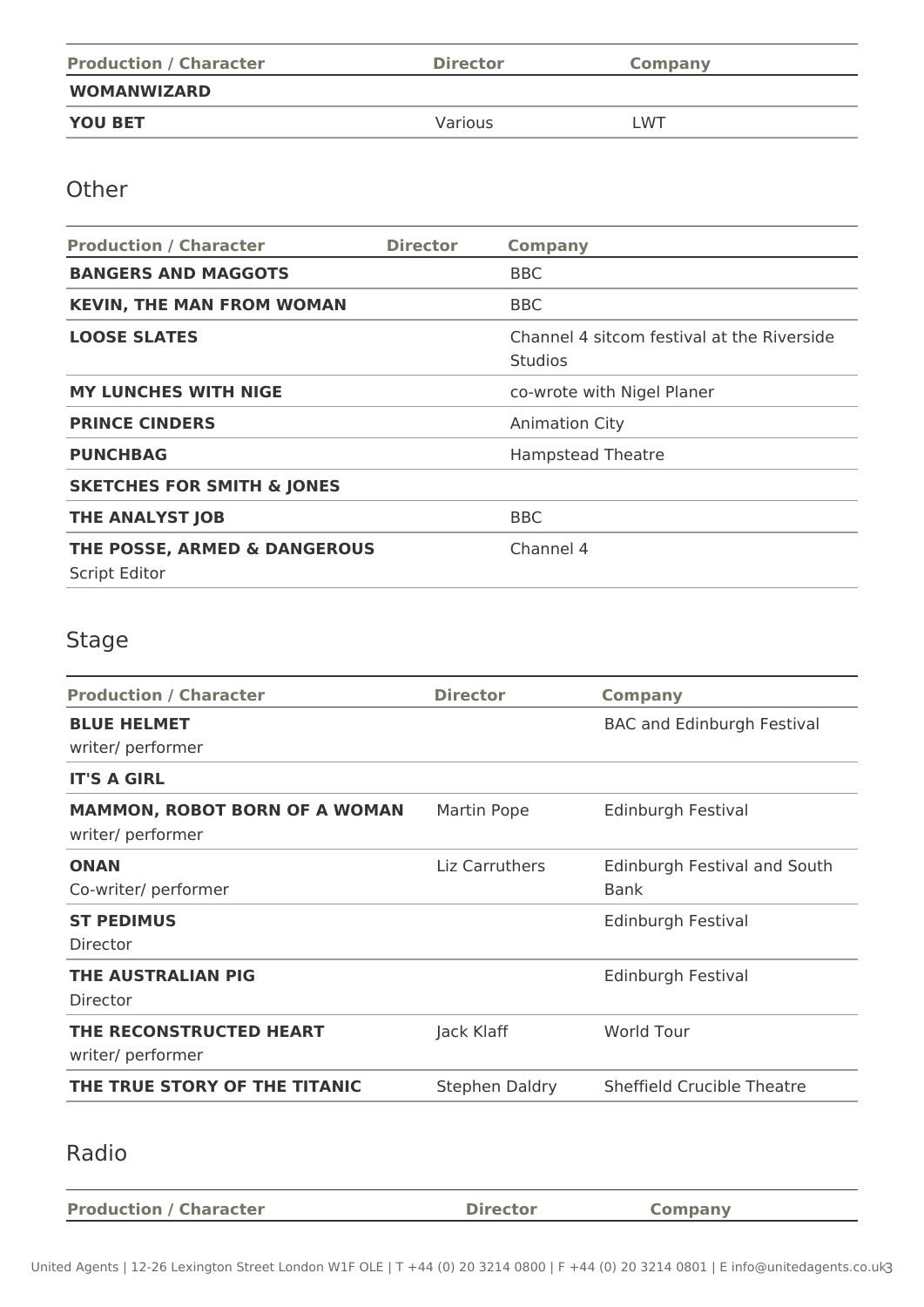| Production / Character | Director | Company |
| --- | --- | --- |
| **WOMANWIZARD** | | |
| **YOU BET** | Various | LWT |

## Other

| Production / Character | Director | Company |
| --- | --- | --- |
| **BANGERS AND MAGGOTS** | | BBC |
| **KEVIN, THE MAN FROM WOMAN** | | BBC |
| **LOOSE SLATES** | | Channel 4 sitcom festival at the Riverside Studios |
| **MY LUNCHES WITH NIGE** | | co-wrote with Nigel Planer |
| **PRINCE CINDERS** | | Animation City |
| **PUNCHBAG** | | Hampstead Theatre |
| **SKETCHES FOR SMITH & JONES** | | |
| **THE ANALYST JOB** | | BBC |
| **THE POSSE, ARMED & DANGEROUS** Script Editor | | Channel 4 |

## Stage

| Production / Character | Director | Company |
| --- | --- | --- |
| **BLUE HELMET** writer/ performer | | BAC and Edinburgh Festival |
| **IT'S A GIRL** | | |
| **MAMMON, ROBOT BORN OF A WOMAN** writer/ performer | Martin Pope | Edinburgh Festival |
| **ONAN** Co-writer/ performer | Liz Carruthers | Edinburgh Festival and South Bank |
| **ST PEDIMUS** Director | | Edinburgh Festival |
| **THE AUSTRALIAN PIG** Director | | Edinburgh Festival |
| **THE RECONSTRUCTED HEART** writer/ performer | Jack Klaff | World Tour |
| **THE TRUE STORY OF THE TITANIC** | Stephen Daldry | Sheffield Crucible Theatre |

## Radio

| Production / Character | Director | Company |
| --- | --- | --- |